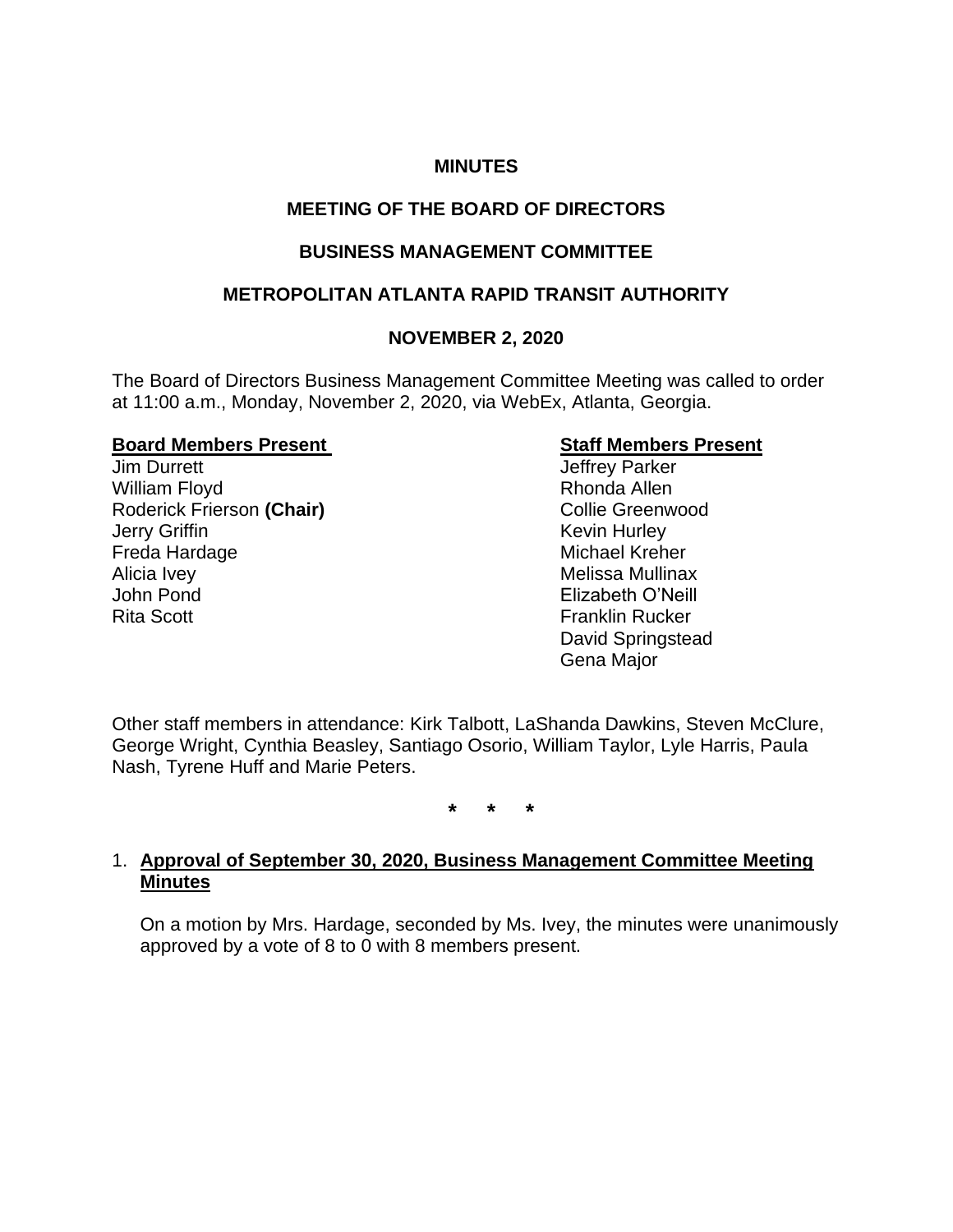**MINUTES**

**MEETING OF THE BOARD OF DIRECTORS**

**BUSINESS MANAGEMENT COMMITTEE**

**METROPOLITAN ATLANTA RAPID TRANSIT AUTHORITY**

**NOVEMBER 2, 2020**

The Board of Directors Business Management Committee Meeting was called to order at 11:00 a.m., Monday, November 2, 2020, via WebEx, Atlanta, Georgia.

| **Board Members Present** | **Staff Members Present** |
|---|---|
| Jim Durrett | Jeffrey Parker |
| William Floyd | Rhonda Allen |
| Roderick Frierson **(Chair)** | Collie Greenwood |
| Jerry Griffin | Kevin Hurley |
| Freda Hardage | Michael Kreher |
| Alicia Ivey | Melissa Mullinax |
| John Pond | Elizabeth O'Neill |
| Rita Scott | Franklin Rucker |
| | David Springstead |
| | Gena Major |

Other staff members in attendance: Kirk Talbott, LaShanda Dawkins, Steven McClure, George Wright, Cynthia Beasley, Santiago Osorio, William Taylor, Lyle Harris, Paula Nash, Tyrene Huff and Marie Peters.

\* \* \*

1. **Approval of September 30, 2020, Business Management Committee Meeting Minutes**

   On a motion by Mrs. Hardage, seconded by Ms. Ivey, the minutes were unanimously approved by a vote of 8 to 0 with 8 members present.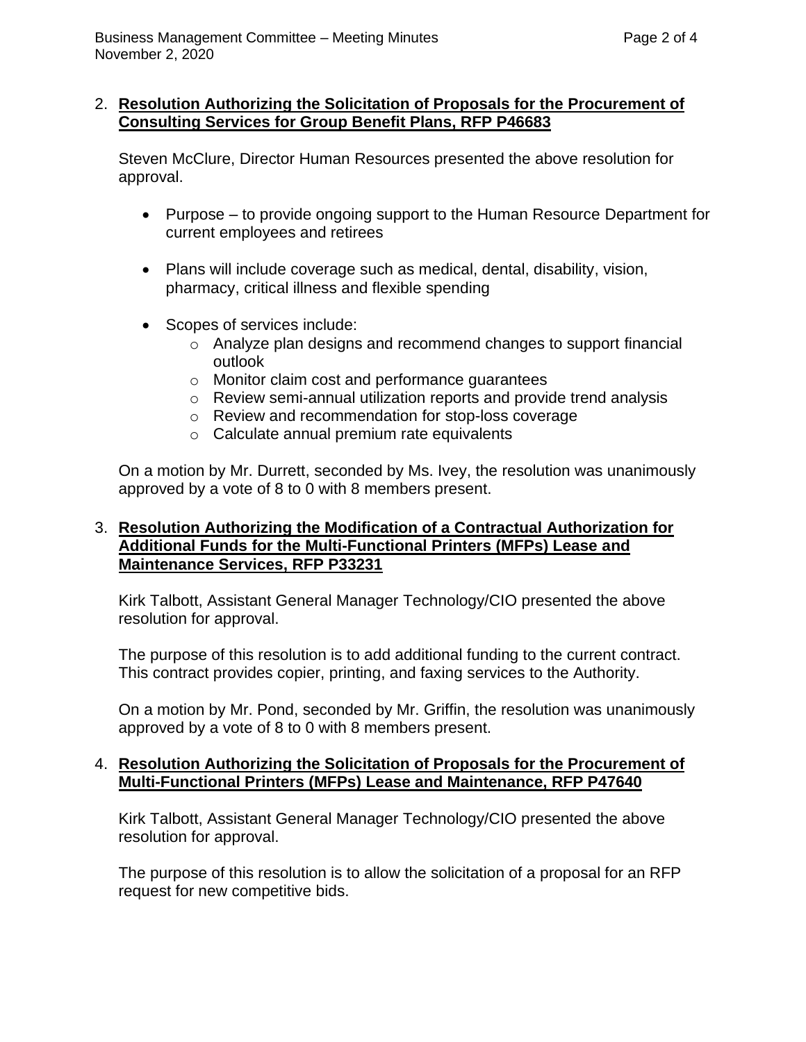2. **Resolution Authorizing the Solicitation of Proposals for the Procurement of Consulting Services for Group Benefit Plans, RFP P46683**

   Steven McClure, Director Human Resources presented the above resolution for approval.

   - Purpose – to provide ongoing support to the Human Resource Department for current employees and retirees
   - Plans will include coverage such as medical, dental, disability, vision, pharmacy, critical illness and flexible spending
   - Scopes of services include:
     - Analyze plan designs and recommend changes to support financial outlook
     - Monitor claim cost and performance guarantees
     - Review semi-annual utilization reports and provide trend analysis
     - Review and recommendation for stop-loss coverage
     - Calculate annual premium rate equivalents

   On a motion by Mr. Durrett, seconded by Ms. Ivey, the resolution was unanimously approved by a vote of 8 to 0 with 8 members present.

3. **Resolution Authorizing the Modification of a Contractual Authorization for Additional Funds for the Multi-Functional Printers (MFPs) Lease and Maintenance Services, RFP P33231**

   Kirk Talbott, Assistant General Manager Technology/CIO presented the above resolution for approval.

   The purpose of this resolution is to add additional funding to the current contract. This contract provides copier, printing, and faxing services to the Authority.

   On a motion by Mr. Pond, seconded by Mr. Griffin, the resolution was unanimously approved by a vote of 8 to 0 with 8 members present.

4. **Resolution Authorizing the Solicitation of Proposals for the Procurement of Multi-Functional Printers (MFPs) Lease and Maintenance, RFP P47640**

   Kirk Talbott, Assistant General Manager Technology/CIO presented the above resolution for approval.

   The purpose of this resolution is to allow the solicitation of a proposal for an RFP request for new competitive bids.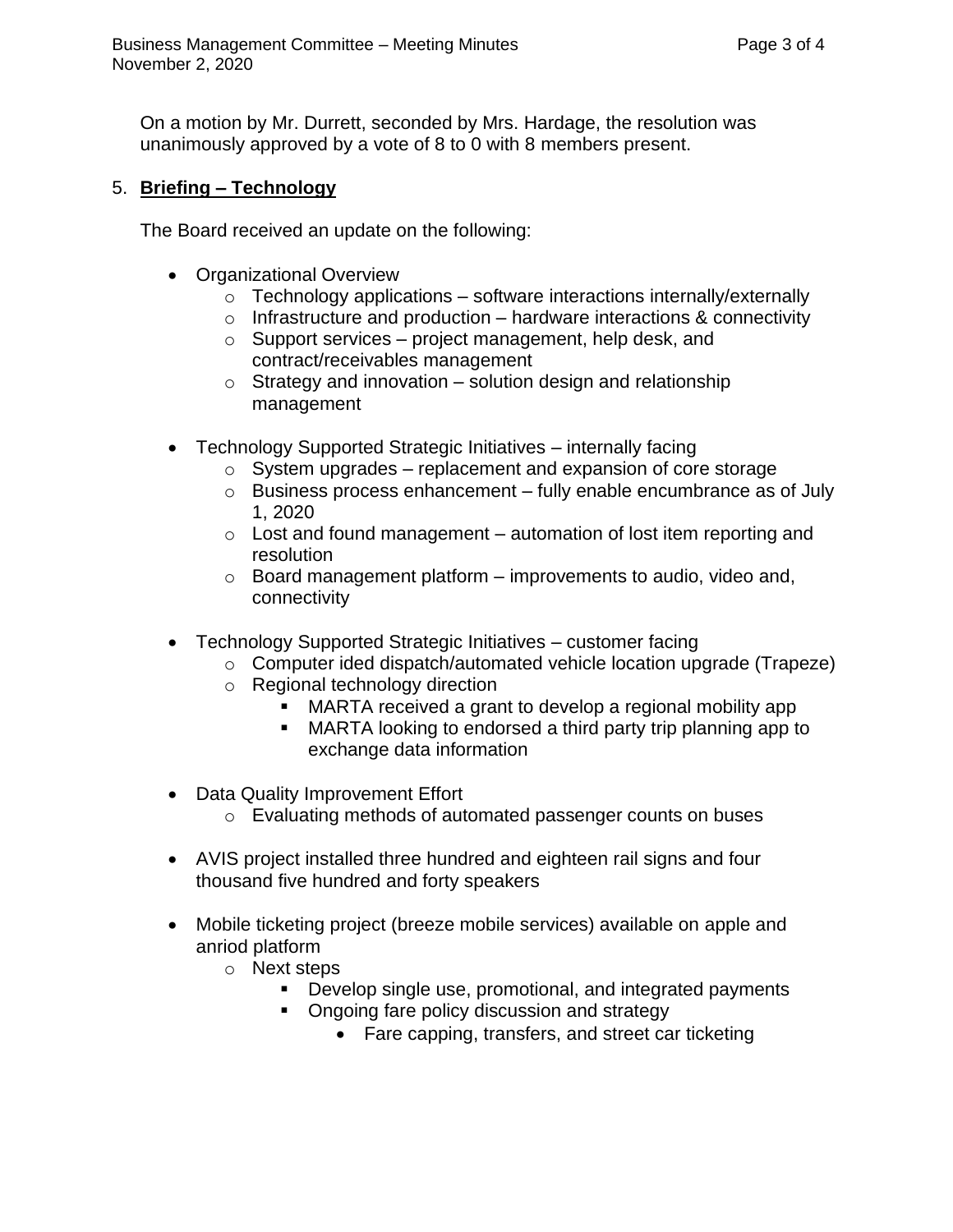On a motion by Mr. Durrett, seconded by Mrs. Hardage, the resolution was unanimously approved by a vote of 8 to 0 with 8 members present.

5. **Briefing – Technology**

The Board received an update on the following:

- Organizational Overview
  - Technology applications – software interactions internally/externally
  - Infrastructure and production – hardware interactions & connectivity
  - Support services – project management, help desk, and contract/receivables management
  - Strategy and innovation – solution design and relationship management

- Technology Supported Strategic Initiatives – internally facing
  - System upgrades – replacement and expansion of core storage
  - Business process enhancement – fully enable encumbrance as of July 1, 2020
  - Lost and found management – automation of lost item reporting and resolution
  - Board management platform – improvements to audio, video and, connectivity

- Technology Supported Strategic Initiatives – customer facing
  - Computer ided dispatch/automated vehicle location upgrade (Trapeze)
  - Regional technology direction
    - MARTA received a grant to develop a regional mobility app
    - MARTA looking to endorsed a third party trip planning app to exchange data information

- Data Quality Improvement Effort
  - Evaluating methods of automated passenger counts on buses

- AVIS project installed three hundred and eighteen rail signs and four thousand five hundred and forty speakers

- Mobile ticketing project (breeze mobile services) available on apple and anriod platform
  - Next steps
    - Develop single use, promotional, and integrated payments
    - Ongoing fare policy discussion and strategy
      - Fare capping, transfers, and street car ticketing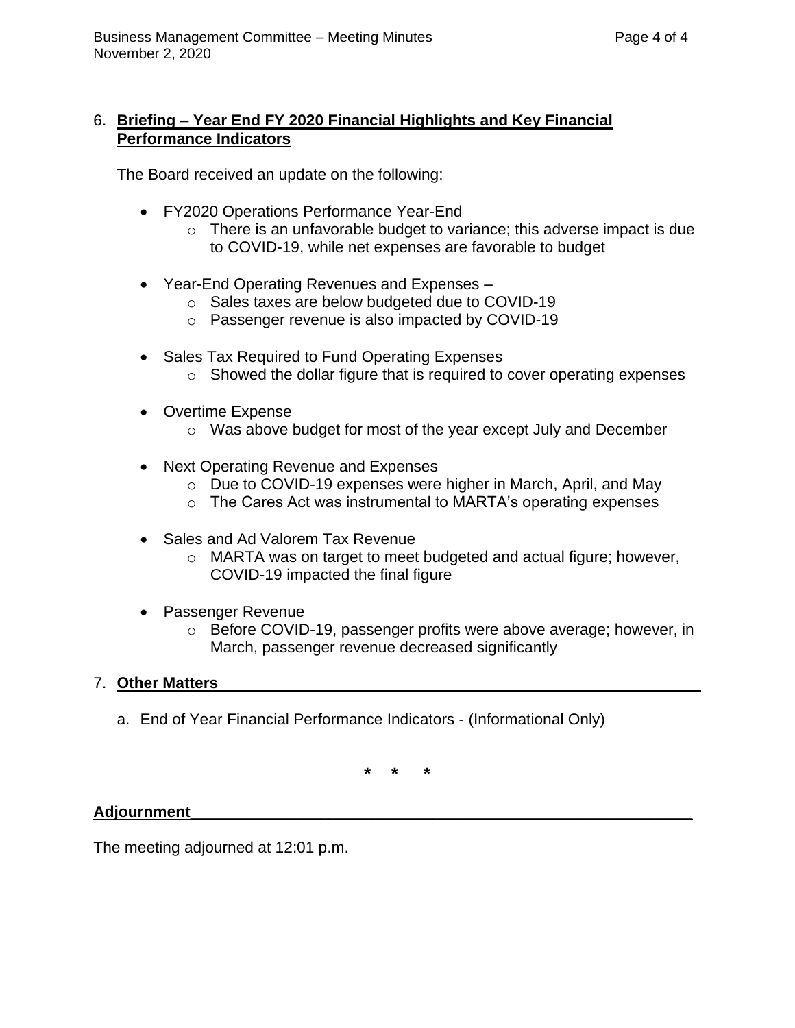6. **Briefing – Year End FY 2020 Financial Highlights and Key Financial Performance Indicators**

   The Board received an update on the following:

   - FY2020 Operations Performance Year-End
     - There is an unfavorable budget to variance; this adverse impact is due to COVID-19, while net expenses are favorable to budget
   - Year-End Operating Revenues and Expenses –
     - Sales taxes are below budgeted due to COVID-19
     - Passenger revenue is also impacted by COVID-19
   - Sales Tax Required to Fund Operating Expenses
     - Showed the dollar figure that is required to cover operating expenses
   - Overtime Expense
     - Was above budget for most of the year except July and December
   - Next Operating Revenue and Expenses
     - Due to COVID-19 expenses were higher in March, April, and May
     - The Cares Act was instrumental to MARTA's operating expenses
   - Sales and Ad Valorem Tax Revenue
     - MARTA was on target to meet budgeted and actual figure; however, COVID-19 impacted the final figure
   - Passenger Revenue
     - Before COVID-19, passenger profits were above average; however, in March, passenger revenue decreased significantly

7. **Other Matters**

   a. End of Year Financial Performance Indicators - (Informational Only)

\* \* \*

**Adjournment**

The meeting adjourned at 12:01 p.m.